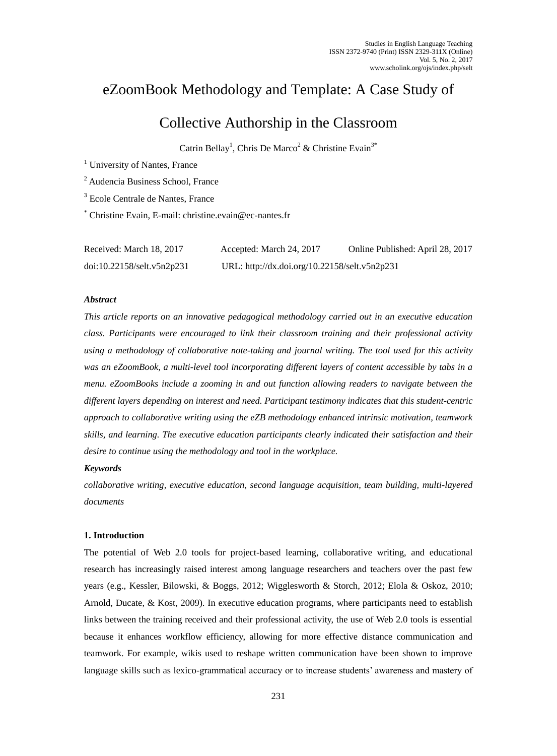# eZoomBook Methodology and Template: A Case Study of Collective Authorship in the Classroom

Catrin Bellay[1], Chris De Marco[2] & Christine Evain[3*]

[1] University of Nantes, France

[2] Audencia Business School, France

[3] Ecole Centrale de Nantes, France

[*] Christine Evain, E-mail: christine.evain@ec-nantes.fr

Received: March 18, 2017 Accepted: March 24, 2017 Online Published: April 28, 2017

doi:10.22158/selt.v5n2p231 URL: http://dx.doi.org/10.22158/selt.v5n2p231

***Abstract***

*This article reports on an innovative pedagogical methodology carried out in an executive education class. Participants were encouraged to link their classroom training and their professional activity using a methodology of collaborative note-taking and journal writing. The tool used for this activity was an eZoomBook, a multi-level tool incorporating different layers of content accessible by tabs in a menu. eZoomBooks include a zooming in and out function allowing readers to navigate between the different layers depending on interest and need. Participant testimony indicates that this student-centric approach to collaborative writing using the eZB methodology enhanced intrinsic motivation, teamwork skills, and learning. The executive education participants clearly indicated their satisfaction and their desire to continue using the methodology and tool in the workplace.*

***Keywords***

*collaborative writing, executive education, second language acquisition, team building, multi-layered documents*

**1. Introduction**

The potential of Web 2.0 tools for project-based learning, collaborative writing, and educational research has increasingly raised interest among language researchers and teachers over the past few years (e.g., Kessler, Bilowski, & Boggs, 2012; Wigglesworth & Storch, 2012; Elola & Oskoz, 2010; Arnold, Ducate, & Kost, 2009). In executive education programs, where participants need to establish links between the training received and their professional activity, the use of Web 2.0 tools is essential because it enhances workflow efficiency, allowing for more effective distance communication and teamwork. For example, wikis used to reshape written communication have been shown to improve language skills such as lexico-grammatical accuracy or to increase students' awareness and mastery of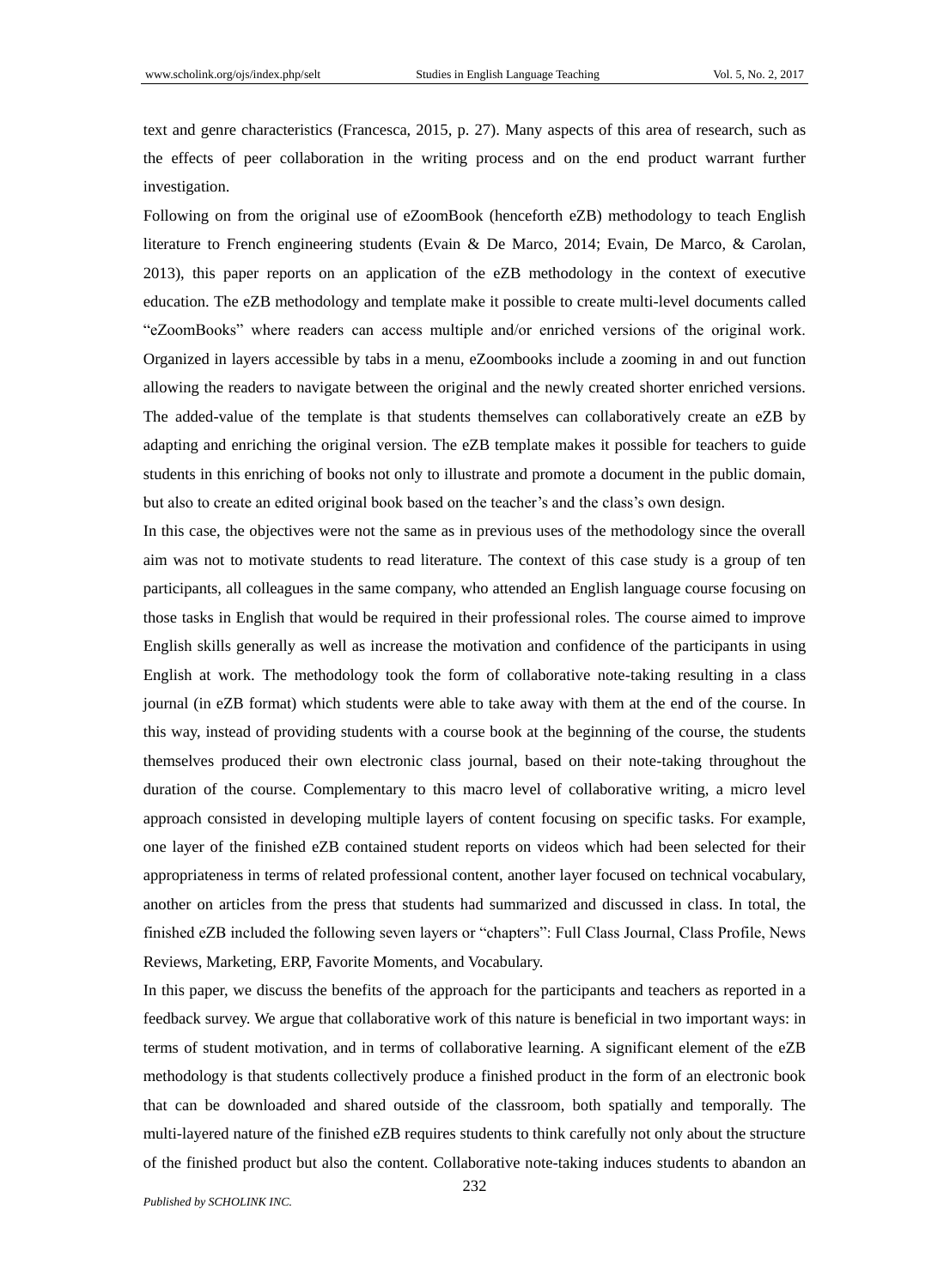text and genre characteristics (Francesca, 2015, p. 27). Many aspects of this area of research, such as the effects of peer collaboration in the writing process and on the end product warrant further investigation.

Following on from the original use of eZoomBook (henceforth eZB) methodology to teach English literature to French engineering students (Evain & De Marco, 2014; Evain, De Marco, & Carolan, 2013), this paper reports on an application of the eZB methodology in the context of executive education. The eZB methodology and template make it possible to create multi-level documents called "eZoomBooks" where readers can access multiple and/or enriched versions of the original work. Organized in layers accessible by tabs in a menu, eZoombooks include a zooming in and out function allowing the readers to navigate between the original and the newly created shorter enriched versions. The added-value of the template is that students themselves can collaboratively create an eZB by adapting and enriching the original version. The eZB template makes it possible for teachers to guide students in this enriching of books not only to illustrate and promote a document in the public domain, but also to create an edited original book based on the teacher's and the class's own design.

In this case, the objectives were not the same as in previous uses of the methodology since the overall aim was not to motivate students to read literature. The context of this case study is a group of ten participants, all colleagues in the same company, who attended an English language course focusing on those tasks in English that would be required in their professional roles. The course aimed to improve English skills generally as well as increase the motivation and confidence of the participants in using English at work. The methodology took the form of collaborative note-taking resulting in a class journal (in eZB format) which students were able to take away with them at the end of the course. In this way, instead of providing students with a course book at the beginning of the course, the students themselves produced their own electronic class journal, based on their note-taking throughout the duration of the course. Complementary to this macro level of collaborative writing, a micro level approach consisted in developing multiple layers of content focusing on specific tasks. For example, one layer of the finished eZB contained student reports on videos which had been selected for their appropriateness in terms of related professional content, another layer focused on technical vocabulary, another on articles from the press that students had summarized and discussed in class. In total, the finished eZB included the following seven layers or "chapters": Full Class Journal, Class Profile, News Reviews, Marketing, ERP, Favorite Moments, and Vocabulary.

In this paper, we discuss the benefits of the approach for the participants and teachers as reported in a feedback survey. We argue that collaborative work of this nature is beneficial in two important ways: in terms of student motivation, and in terms of collaborative learning. A significant element of the eZB methodology is that students collectively produce a finished product in the form of an electronic book that can be downloaded and shared outside of the classroom, both spatially and temporally. The multi-layered nature of the finished eZB requires students to think carefully not only about the structure of the finished product but also the content. Collaborative note-taking induces students to abandon an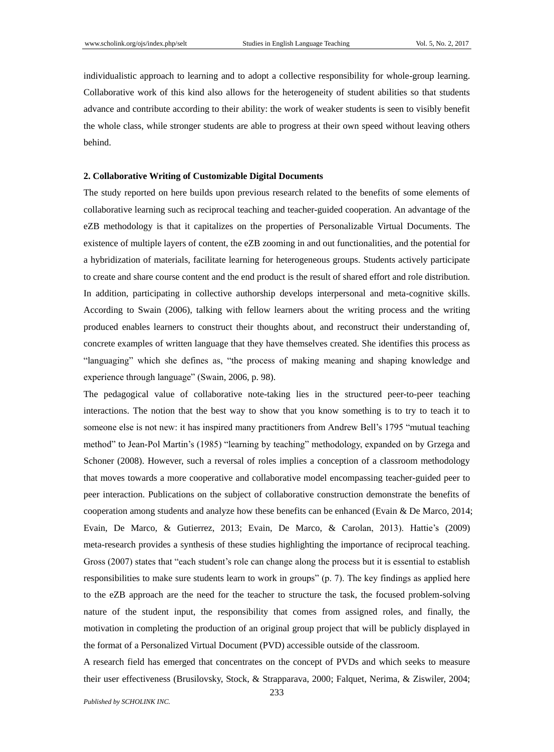individualistic approach to learning and to adopt a collective responsibility for whole-group learning. Collaborative work of this kind also allows for the heterogeneity of student abilities so that students advance and contribute according to their ability: the work of weaker students is seen to visibly benefit the whole class, while stronger students are able to progress at their own speed without leaving others behind.

## 2. Collaborative Writing of Customizable Digital Documents

The study reported on here builds upon previous research related to the benefits of some elements of collaborative learning such as reciprocal teaching and teacher-guided cooperation. An advantage of the eZB methodology is that it capitalizes on the properties of Personalizable Virtual Documents. The existence of multiple layers of content, the eZB zooming in and out functionalities, and the potential for a hybridization of materials, facilitate learning for heterogeneous groups. Students actively participate to create and share course content and the end product is the result of shared effort and role distribution. In addition, participating in collective authorship develops interpersonal and meta-cognitive skills. According to Swain (2006), talking with fellow learners about the writing process and the writing produced enables learners to construct their thoughts about, and reconstruct their understanding of, concrete examples of written language that they have themselves created. She identifies this process as "languaging" which she defines as, "the process of making meaning and shaping knowledge and experience through language" (Swain, 2006, p. 98).

The pedagogical value of collaborative note-taking lies in the structured peer-to-peer teaching interactions. The notion that the best way to show that you know something is to try to teach it to someone else is not new: it has inspired many practitioners from Andrew Bell's 1795 "mutual teaching method" to Jean-Pol Martin's (1985) "learning by teaching" methodology, expanded on by Grzega and Schoner (2008). However, such a reversal of roles implies a conception of a classroom methodology that moves towards a more cooperative and collaborative model encompassing teacher-guided peer to peer interaction. Publications on the subject of collaborative construction demonstrate the benefits of cooperation among students and analyze how these benefits can be enhanced (Evain & De Marco, 2014; Evain, De Marco, & Gutierrez, 2013; Evain, De Marco, & Carolan, 2013). Hattie's (2009) meta-research provides a synthesis of these studies highlighting the importance of reciprocal teaching. Gross (2007) states that "each student's role can change along the process but it is essential to establish responsibilities to make sure students learn to work in groups" (p. 7). The key findings as applied here to the eZB approach are the need for the teacher to structure the task, the focused problem-solving nature of the student input, the responsibility that comes from assigned roles, and finally, the motivation in completing the production of an original group project that will be publicly displayed in the format of a Personalized Virtual Document (PVD) accessible outside of the classroom.

A research field has emerged that concentrates on the concept of PVDs and which seeks to measure their user effectiveness (Brusilovsky, Stock, & Strapparava, 2000; Falquet, Nerima, & Ziswiler, 2004;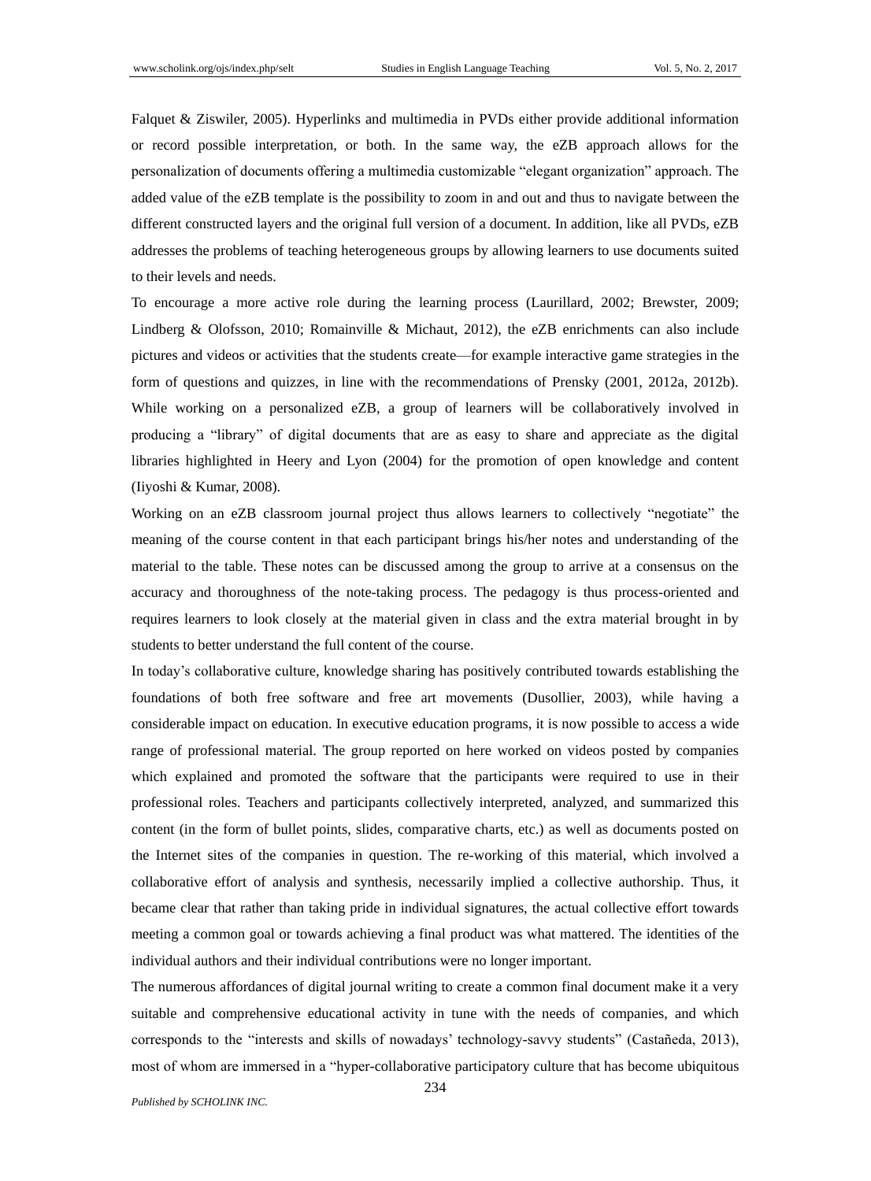Falquet & Ziswiler, 2005). Hyperlinks and multimedia in PVDs either provide additional information or record possible interpretation, or both. In the same way, the eZB approach allows for the personalization of documents offering a multimedia customizable "elegant organization" approach. The added value of the eZB template is the possibility to zoom in and out and thus to navigate between the different constructed layers and the original full version of a document. In addition, like all PVDs, eZB addresses the problems of teaching heterogeneous groups by allowing learners to use documents suited to their levels and needs.

To encourage a more active role during the learning process (Laurillard, 2002; Brewster, 2009; Lindberg & Olofsson, 2010; Romainville & Michaut, 2012), the eZB enrichments can also include pictures and videos or activities that the students create—for example interactive game strategies in the form of questions and quizzes, in line with the recommendations of Prensky (2001, 2012a, 2012b). While working on a personalized eZB, a group of learners will be collaboratively involved in producing a "library" of digital documents that are as easy to share and appreciate as the digital libraries highlighted in Heery and Lyon (2004) for the promotion of open knowledge and content (Iiyoshi & Kumar, 2008).

Working on an eZB classroom journal project thus allows learners to collectively "negotiate" the meaning of the course content in that each participant brings his/her notes and understanding of the material to the table. These notes can be discussed among the group to arrive at a consensus on the accuracy and thoroughness of the note-taking process. The pedagogy is thus process-oriented and requires learners to look closely at the material given in class and the extra material brought in by students to better understand the full content of the course.

In today's collaborative culture, knowledge sharing has positively contributed towards establishing the foundations of both free software and free art movements (Dusollier, 2003), while having a considerable impact on education. In executive education programs, it is now possible to access a wide range of professional material. The group reported on here worked on videos posted by companies which explained and promoted the software that the participants were required to use in their professional roles. Teachers and participants collectively interpreted, analyzed, and summarized this content (in the form of bullet points, slides, comparative charts, etc.) as well as documents posted on the Internet sites of the companies in question. The re-working of this material, which involved a collaborative effort of analysis and synthesis, necessarily implied a collective authorship. Thus, it became clear that rather than taking pride in individual signatures, the actual collective effort towards meeting a common goal or towards achieving a final product was what mattered. The identities of the individual authors and their individual contributions were no longer important.

The numerous affordances of digital journal writing to create a common final document make it a very suitable and comprehensive educational activity in tune with the needs of companies, and which corresponds to the "interests and skills of nowadays' technology-savvy students" (Castañeda, 2013), most of whom are immersed in a "hyper-collaborative participatory culture that has become ubiquitous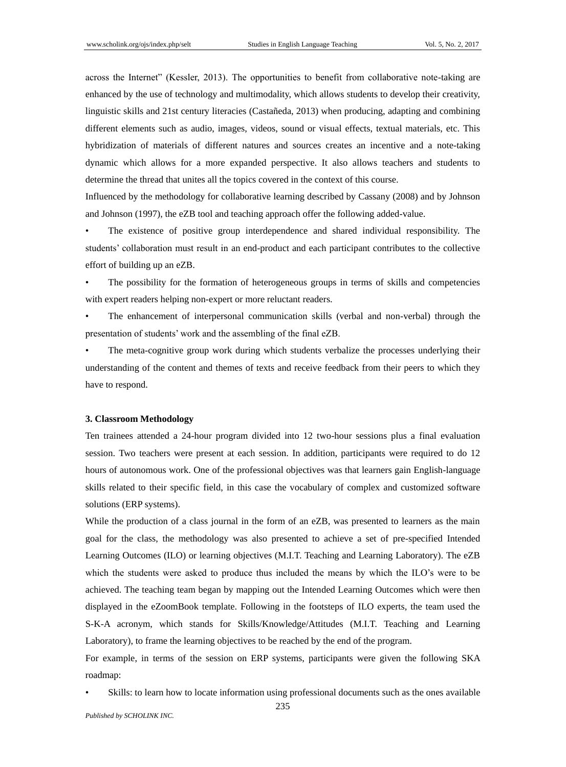across the Internet" (Kessler, 2013). The opportunities to benefit from collaborative note-taking are enhanced by the use of technology and multimodality, which allows students to develop their creativity, linguistic skills and 21st century literacies (Castañeda, 2013) when producing, adapting and combining different elements such as audio, images, videos, sound or visual effects, textual materials, etc. This hybridization of materials of different natures and sources creates an incentive and a note-taking dynamic which allows for a more expanded perspective. It also allows teachers and students to determine the thread that unites all the topics covered in the context of this course.

Influenced by the methodology for collaborative learning described by Cassany (2008) and by Johnson and Johnson (1997), the eZB tool and teaching approach offer the following added-value.

- The existence of positive group interdependence and shared individual responsibility. The students' collaboration must result in an end-product and each participant contributes to the collective effort of building up an eZB.
- The possibility for the formation of heterogeneous groups in terms of skills and competencies with expert readers helping non-expert or more reluctant readers.
- The enhancement of interpersonal communication skills (verbal and non-verbal) through the presentation of students' work and the assembling of the final eZB.
- The meta-cognitive group work during which students verbalize the processes underlying their understanding of the content and themes of texts and receive feedback from their peers to which they have to respond.

### 3. Classroom Methodology

Ten trainees attended a 24-hour program divided into 12 two-hour sessions plus a final evaluation session. Two teachers were present at each session. In addition, participants were required to do 12 hours of autonomous work. One of the professional objectives was that learners gain English-language skills related to their specific field, in this case the vocabulary of complex and customized software solutions (ERP systems).

While the production of a class journal in the form of an eZB, was presented to learners as the main goal for the class, the methodology was also presented to achieve a set of pre-specified Intended Learning Outcomes (ILO) or learning objectives (M.I.T. Teaching and Learning Laboratory). The eZB which the students were asked to produce thus included the means by which the ILO's were to be achieved. The teaching team began by mapping out the Intended Learning Outcomes which were then displayed in the eZoomBook template. Following in the footsteps of ILO experts, the team used the S-K-A acronym, which stands for Skills/Knowledge/Attitudes (M.I.T. Teaching and Learning Laboratory), to frame the learning objectives to be reached by the end of the program.

For example, in terms of the session on ERP systems, participants were given the following SKA roadmap:

- Skills: to learn how to locate information using professional documents such as the ones available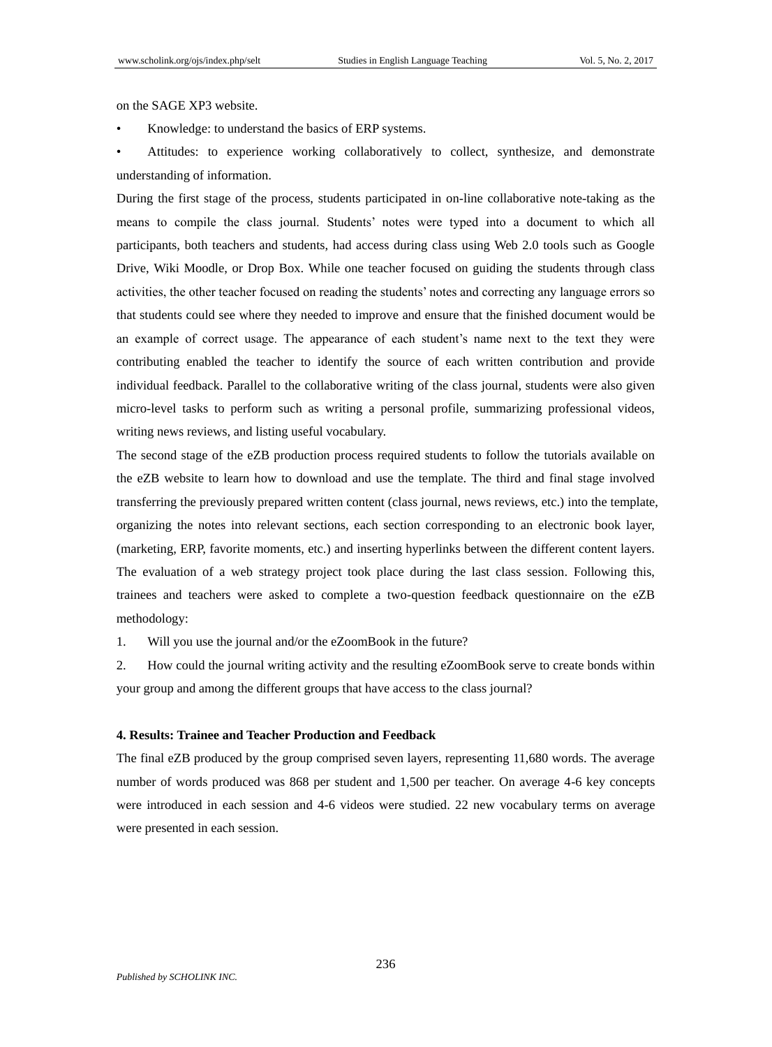on the SAGE XP3 website.

- Knowledge: to understand the basics of ERP systems.
- Attitudes: to experience working collaboratively to collect, synthesize, and demonstrate understanding of information.

During the first stage of the process, students participated in on-line collaborative note-taking as the means to compile the class journal. Students' notes were typed into a document to which all participants, both teachers and students, had access during class using Web 2.0 tools such as Google Drive, Wiki Moodle, or Drop Box. While one teacher focused on guiding the students through class activities, the other teacher focused on reading the students' notes and correcting any language errors so that students could see where they needed to improve and ensure that the finished document would be an example of correct usage. The appearance of each student's name next to the text they were contributing enabled the teacher to identify the source of each written contribution and provide individual feedback. Parallel to the collaborative writing of the class journal, students were also given micro-level tasks to perform such as writing a personal profile, summarizing professional videos, writing news reviews, and listing useful vocabulary.

The second stage of the eZB production process required students to follow the tutorials available on the eZB website to learn how to download and use the template. The third and final stage involved transferring the previously prepared written content (class journal, news reviews, etc.) into the template, organizing the notes into relevant sections, each section corresponding to an electronic book layer, (marketing, ERP, favorite moments, etc.) and inserting hyperlinks between the different content layers. The evaluation of a web strategy project took place during the last class session. Following this, trainees and teachers were asked to complete a two-question feedback questionnaire on the eZB methodology:

1. Will you use the journal and/or the eZoomBook in the future?
2. How could the journal writing activity and the resulting eZoomBook serve to create bonds within your group and among the different groups that have access to the class journal?

**4. Results: Trainee and Teacher Production and Feedback**

The final eZB produced by the group comprised seven layers, representing 11,680 words. The average number of words produced was 868 per student and 1,500 per teacher. On average 4-6 key concepts were introduced in each session and 4-6 videos were studied. 22 new vocabulary terms on average were presented in each session.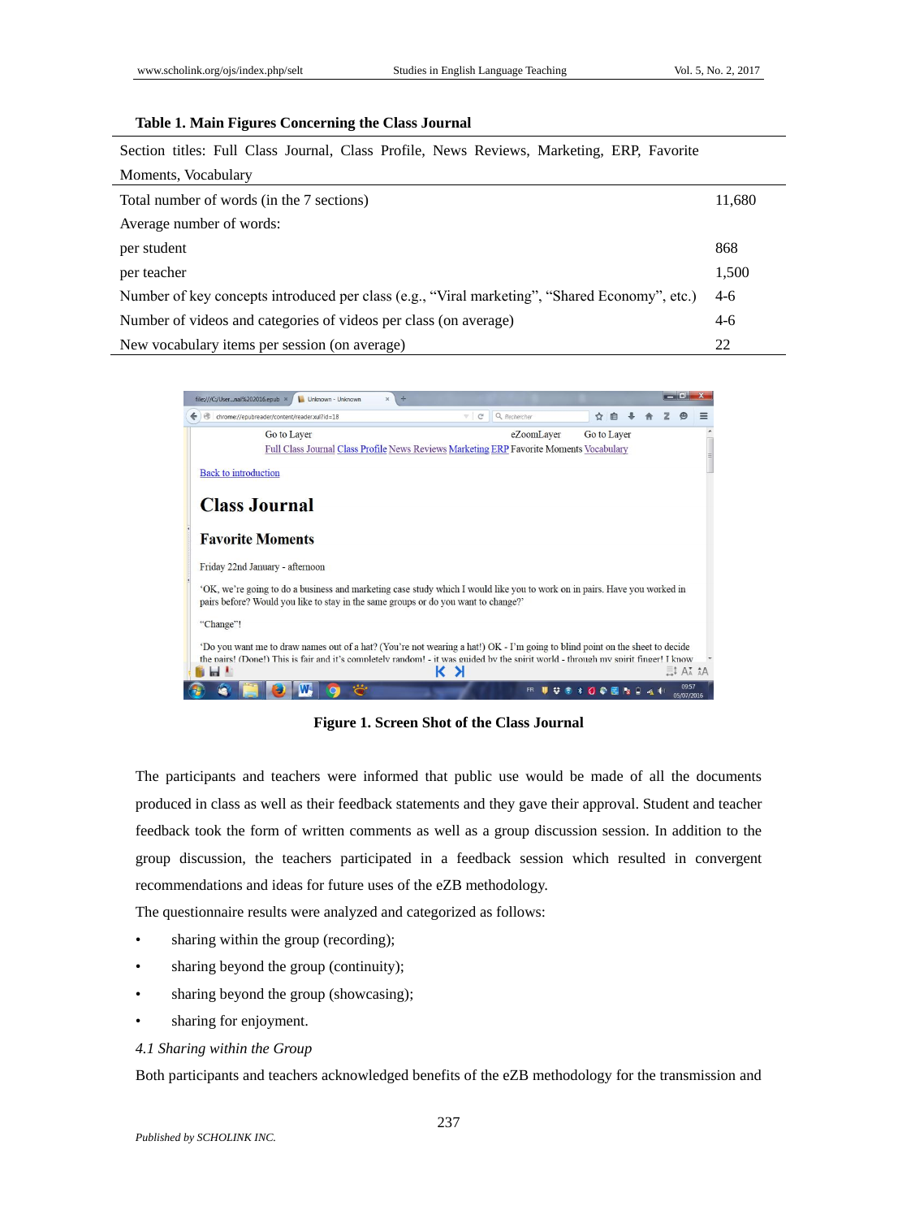**Table 1. Main Figures Concerning the Class Journal**

| Section titles: Full Class Journal, Class Profile, News Reviews, Marketing, ERP, Favorite Moments, Vocabulary | |
|---|---|
| Total number of words (in the 7 sections) | 11,680 |
| Average number of words: | |
| per student | 868 |
| per teacher | 1,500 |
| Number of key concepts introduced per class (e.g., "Viral marketing", "Shared Economy", etc.) | 4-6 |
| Number of videos and categories of videos per class (on average) | 4-6 |
| New vocabulary items per session (on average) | 22 |

**Figure 1. Screen Shot of the Class Journal**

The participants and teachers were informed that public use would be made of all the documents produced in class as well as their feedback statements and they gave their approval. Student and teacher feedback took the form of written comments as well as a group discussion session. In addition to the group discussion, the teachers participated in a feedback session which resulted in convergent recommendations and ideas for future uses of the eZB methodology.

The questionnaire results were analyzed and categorized as follows:

- sharing within the group (recording);
- sharing beyond the group (continuity);
- sharing beyond the group (showcasing);
- sharing for enjoyment.

*4.1 Sharing within the Group*

Both participants and teachers acknowledged benefits of the eZB methodology for the transmission and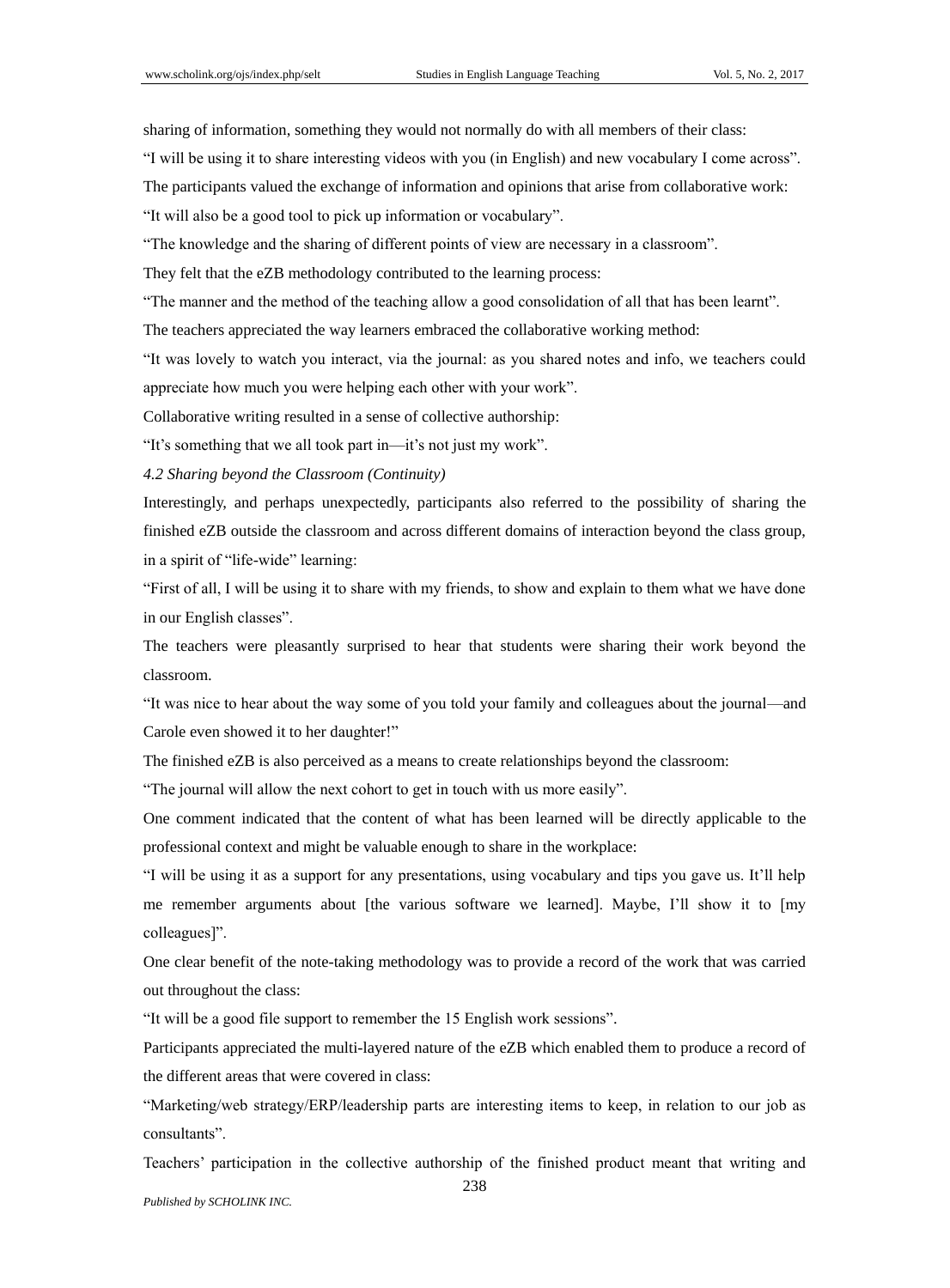sharing of information, something they would not normally do with all members of their class:

"I will be using it to share interesting videos with you (in English) and new vocabulary I come across".

The participants valued the exchange of information and opinions that arise from collaborative work:

"It will also be a good tool to pick up information or vocabulary".

"The knowledge and the sharing of different points of view are necessary in a classroom".

They felt that the eZB methodology contributed to the learning process:

"The manner and the method of the teaching allow a good consolidation of all that has been learnt".

The teachers appreciated the way learners embraced the collaborative working method:

"It was lovely to watch you interact, via the journal: as you shared notes and info, we teachers could appreciate how much you were helping each other with your work".

Collaborative writing resulted in a sense of collective authorship:

"It's something that we all took part in—it's not just my work".

### *4.2 Sharing beyond the Classroom (Continuity)*

Interestingly, and perhaps unexpectedly, participants also referred to the possibility of sharing the finished eZB outside the classroom and across different domains of interaction beyond the class group, in a spirit of "life-wide" learning:

"First of all, I will be using it to share with my friends, to show and explain to them what we have done in our English classes".

The teachers were pleasantly surprised to hear that students were sharing their work beyond the classroom.

"It was nice to hear about the way some of you told your family and colleagues about the journal—and Carole even showed it to her daughter!"

The finished eZB is also perceived as a means to create relationships beyond the classroom:

"The journal will allow the next cohort to get in touch with us more easily".

One comment indicated that the content of what has been learned will be directly applicable to the professional context and might be valuable enough to share in the workplace:

"I will be using it as a support for any presentations, using vocabulary and tips you gave us. It'll help me remember arguments about [the various software we learned]. Maybe, I'll show it to [my colleagues]".

One clear benefit of the note-taking methodology was to provide a record of the work that was carried out throughout the class:

"It will be a good file support to remember the 15 English work sessions".

Participants appreciated the multi-layered nature of the eZB which enabled them to produce a record of the different areas that were covered in class:

"Marketing/web strategy/ERP/leadership parts are interesting items to keep, in relation to our job as consultants".

Teachers' participation in the collective authorship of the finished product meant that writing and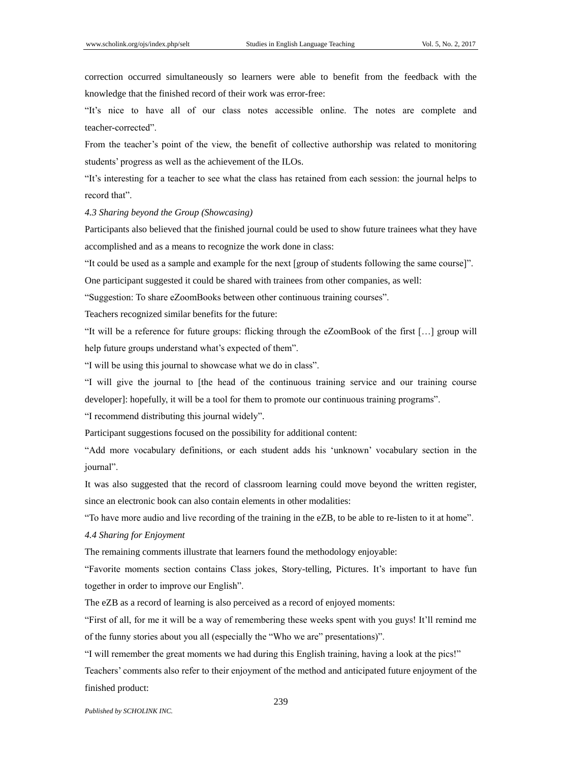correction occurred simultaneously so learners were able to benefit from the feedback with the knowledge that the finished record of their work was error-free:

"It's nice to have all of our class notes accessible online. The notes are complete and teacher-corrected".

From the teacher's point of the view, the benefit of collective authorship was related to monitoring students' progress as well as the achievement of the ILOs.

"It's interesting for a teacher to see what the class has retained from each session: the journal helps to record that".

### *4.3 Sharing beyond the Group (Showcasing)*

Participants also believed that the finished journal could be used to show future trainees what they have accomplished and as a means to recognize the work done in class:

"It could be used as a sample and example for the next [group of students following the same course]".

One participant suggested it could be shared with trainees from other companies, as well:

"Suggestion: To share eZoomBooks between other continuous training courses".

Teachers recognized similar benefits for the future:

"It will be a reference for future groups: flicking through the eZoomBook of the first […] group will help future groups understand what's expected of them".

"I will be using this journal to showcase what we do in class".

"I will give the journal to [the head of the continuous training service and our training course developer]: hopefully, it will be a tool for them to promote our continuous training programs".

"I recommend distributing this journal widely".

Participant suggestions focused on the possibility for additional content:

"Add more vocabulary definitions, or each student adds his 'unknown' vocabulary section in the journal".

It was also suggested that the record of classroom learning could move beyond the written register, since an electronic book can also contain elements in other modalities:

"To have more audio and live recording of the training in the eZB, to be able to re-listen to it at home".

### *4.4 Sharing for Enjoyment*

The remaining comments illustrate that learners found the methodology enjoyable:

"Favorite moments section contains Class jokes, Story-telling, Pictures. It's important to have fun together in order to improve our English".

The eZB as a record of learning is also perceived as a record of enjoyed moments:

"First of all, for me it will be a way of remembering these weeks spent with you guys! It'll remind me of the funny stories about you all (especially the "Who we are" presentations)".

"I will remember the great moments we had during this English training, having a look at the pics!"

Teachers' comments also refer to their enjoyment of the method and anticipated future enjoyment of the finished product: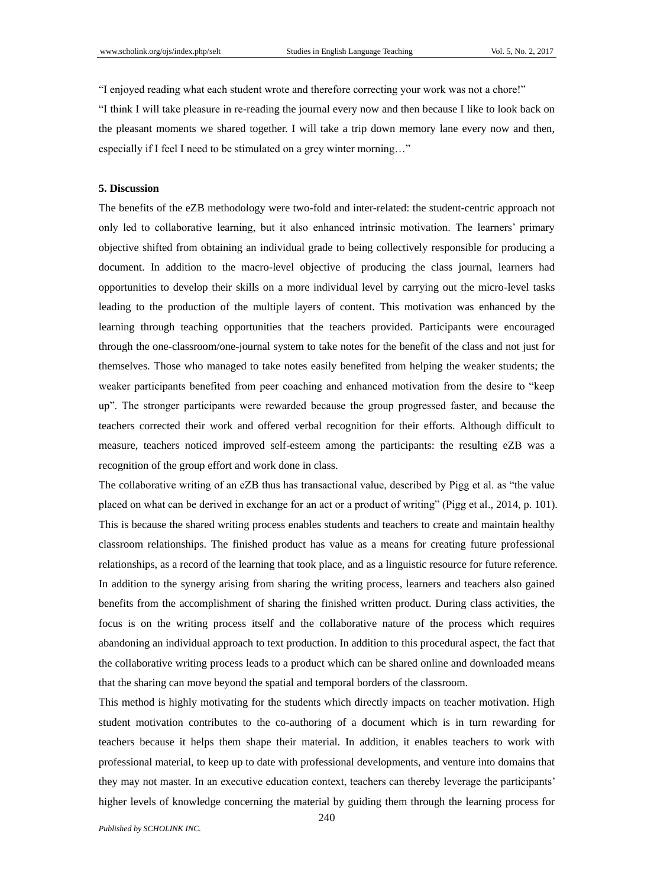"I enjoyed reading what each student wrote and therefore correcting your work was not a chore!"

"I think I will take pleasure in re-reading the journal every now and then because I like to look back on the pleasant moments we shared together. I will take a trip down memory lane every now and then, especially if I feel I need to be stimulated on a grey winter morning…"

## 5. Discussion

The benefits of the eZB methodology were two-fold and inter-related: the student-centric approach not only led to collaborative learning, but it also enhanced intrinsic motivation. The learners' primary objective shifted from obtaining an individual grade to being collectively responsible for producing a document. In addition to the macro-level objective of producing the class journal, learners had opportunities to develop their skills on a more individual level by carrying out the micro-level tasks leading to the production of the multiple layers of content. This motivation was enhanced by the learning through teaching opportunities that the teachers provided. Participants were encouraged through the one-classroom/one-journal system to take notes for the benefit of the class and not just for themselves. Those who managed to take notes easily benefited from helping the weaker students; the weaker participants benefited from peer coaching and enhanced motivation from the desire to "keep up". The stronger participants were rewarded because the group progressed faster, and because the teachers corrected their work and offered verbal recognition for their efforts. Although difficult to measure, teachers noticed improved self-esteem among the participants: the resulting eZB was a recognition of the group effort and work done in class.

The collaborative writing of an eZB thus has transactional value, described by Pigg et al. as "the value placed on what can be derived in exchange for an act or a product of writing" (Pigg et al., 2014, p. 101). This is because the shared writing process enables students and teachers to create and maintain healthy classroom relationships. The finished product has value as a means for creating future professional relationships, as a record of the learning that took place, and as a linguistic resource for future reference. In addition to the synergy arising from sharing the writing process, learners and teachers also gained benefits from the accomplishment of sharing the finished written product. During class activities, the focus is on the writing process itself and the collaborative nature of the process which requires abandoning an individual approach to text production. In addition to this procedural aspect, the fact that the collaborative writing process leads to a product which can be shared online and downloaded means that the sharing can move beyond the spatial and temporal borders of the classroom.

This method is highly motivating for the students which directly impacts on teacher motivation. High student motivation contributes to the co-authoring of a document which is in turn rewarding for teachers because it helps them shape their material. In addition, it enables teachers to work with professional material, to keep up to date with professional developments, and venture into domains that they may not master. In an executive education context, teachers can thereby leverage the participants' higher levels of knowledge concerning the material by guiding them through the learning process for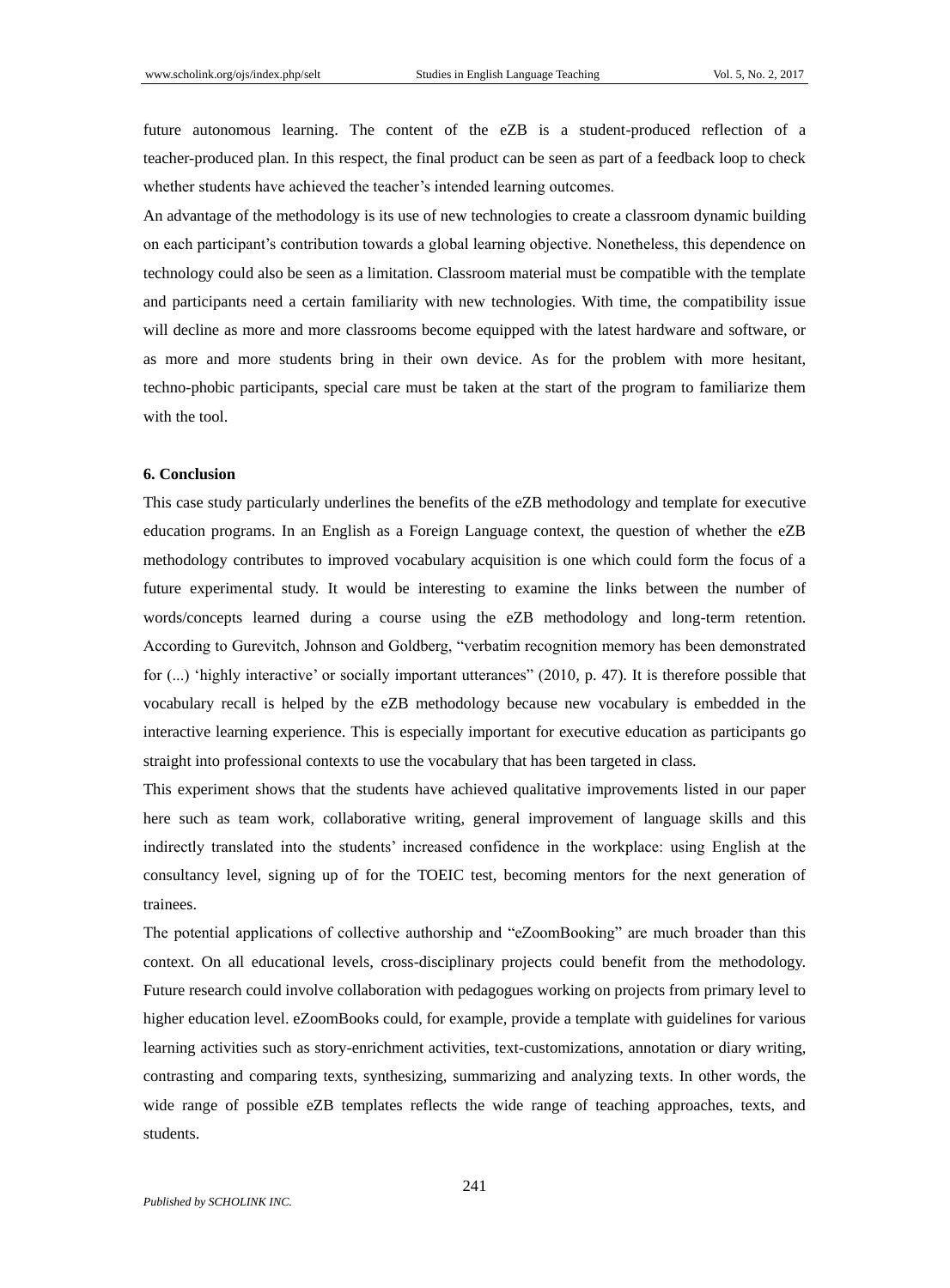future autonomous learning. The content of the eZB is a student-produced reflection of a teacher-produced plan. In this respect, the final product can be seen as part of a feedback loop to check whether students have achieved the teacher's intended learning outcomes.

An advantage of the methodology is its use of new technologies to create a classroom dynamic building on each participant's contribution towards a global learning objective. Nonetheless, this dependence on technology could also be seen as a limitation. Classroom material must be compatible with the template and participants need a certain familiarity with new technologies. With time, the compatibility issue will decline as more and more classrooms become equipped with the latest hardware and software, or as more and more students bring in their own device. As for the problem with more hesitant, techno-phobic participants, special care must be taken at the start of the program to familiarize them with the tool.

## 6. Conclusion

This case study particularly underlines the benefits of the eZB methodology and template for executive education programs. In an English as a Foreign Language context, the question of whether the eZB methodology contributes to improved vocabulary acquisition is one which could form the focus of a future experimental study. It would be interesting to examine the links between the number of words/concepts learned during a course using the eZB methodology and long-term retention. According to Gurevitch, Johnson and Goldberg, "verbatim recognition memory has been demonstrated for (...) 'highly interactive' or socially important utterances" (2010, p. 47). It is therefore possible that vocabulary recall is helped by the eZB methodology because new vocabulary is embedded in the interactive learning experience. This is especially important for executive education as participants go straight into professional contexts to use the vocabulary that has been targeted in class.

This experiment shows that the students have achieved qualitative improvements listed in our paper here such as team work, collaborative writing, general improvement of language skills and this indirectly translated into the students' increased confidence in the workplace: using English at the consultancy level, signing up of for the TOEIC test, becoming mentors for the next generation of trainees.

The potential applications of collective authorship and "eZoomBooking" are much broader than this context. On all educational levels, cross-disciplinary projects could benefit from the methodology. Future research could involve collaboration with pedagogues working on projects from primary level to higher education level. eZoomBooks could, for example, provide a template with guidelines for various learning activities such as story-enrichment activities, text-customizations, annotation or diary writing, contrasting and comparing texts, synthesizing, summarizing and analyzing texts. In other words, the wide range of possible eZB templates reflects the wide range of teaching approaches, texts, and students.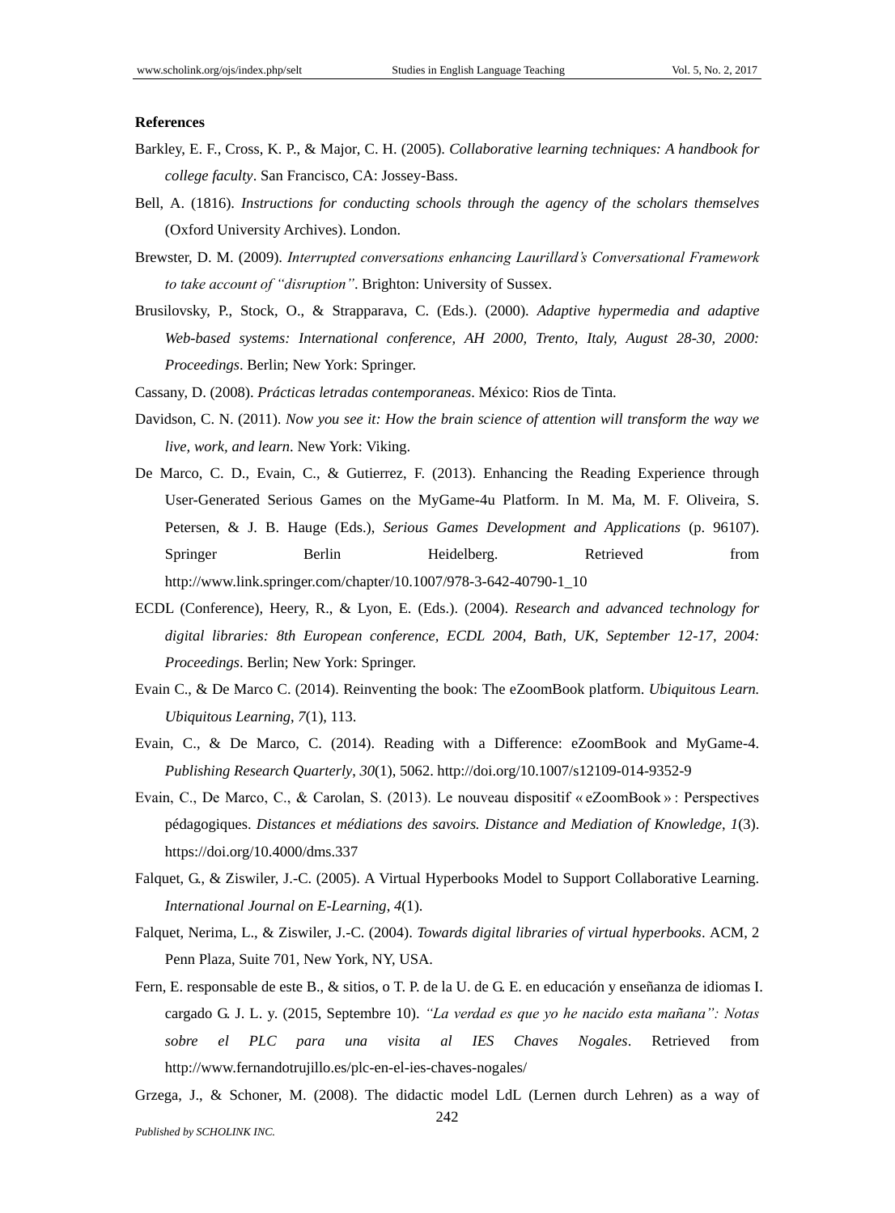**References**

Barkley, E. F., Cross, K. P., & Major, C. H. (2005). *Collaborative learning techniques: A handbook for college faculty*. San Francisco, CA: Jossey-Bass.

Bell, A. (1816). *Instructions for conducting schools through the agency of the scholars themselves* (Oxford University Archives). London.

Brewster, D. M. (2009). *Interrupted conversations enhancing Laurillard's Conversational Framework to take account of "disruption"*. Brighton: University of Sussex.

Brusilovsky, P., Stock, O., & Strapparava, C. (Eds.). (2000). *Adaptive hypermedia and adaptive Web-based systems: International conference, AH 2000, Trento, Italy, August 28-30, 2000: Proceedings*. Berlin; New York: Springer.

Cassany, D. (2008). *Prácticas letradas contemporaneas*. México: Rios de Tinta.

Davidson, C. N. (2011). *Now you see it: How the brain science of attention will transform the way we live, work, and learn*. New York: Viking.

De Marco, C. D., Evain, C., & Gutierrez, F. (2013). Enhancing the Reading Experience through User-Generated Serious Games on the MyGame-4u Platform. In M. Ma, M. F. Oliveira, S. Petersen, & J. B. Hauge (Eds.), *Serious Games Development and Applications* (p. 96107). Springer Berlin Heidelberg. Retrieved from http://www.link.springer.com/chapter/10.1007/978-3-642-40790-1_10

ECDL (Conference), Heery, R., & Lyon, E. (Eds.). (2004). *Research and advanced technology for digital libraries: 8th European conference, ECDL 2004, Bath, UK, September 12-17, 2004: Proceedings*. Berlin; New York: Springer.

Evain C., & De Marco C. (2014). Reinventing the book: The eZoomBook platform. *Ubiquitous Learn. Ubiquitous Learning*, *7*(1), 113.

Evain, C., & De Marco, C. (2014). Reading with a Difference: eZoomBook and MyGame-4. *Publishing Research Quarterly*, *30*(1), 5062. http://doi.org/10.1007/s12109-014-9352-9

Evain, C., De Marco, C., & Carolan, S. (2013). Le nouveau dispositif « eZoomBook » : Perspectives pédagogiques. *Distances et médiations des savoirs. Distance and Mediation of Knowledge*, *1*(3). https://doi.org/10.4000/dms.337

Falquet, G., & Ziswiler, J.-C. (2005). A Virtual Hyperbooks Model to Support Collaborative Learning. *International Journal on E-Learning*, *4*(1).

Falquet, Nerima, L., & Ziswiler, J.-C. (2004). *Towards digital libraries of virtual hyperbooks*. ACM, 2 Penn Plaza, Suite 701, New York, NY, USA.

Fern, E. responsable de este B., & sitios, o T. P. de la U. de G. E. en educación y enseñanza de idiomas I. cargado G. J. L. y. (2015, Septembre 10). *"La verdad es que yo he nacido esta mañana": Notas sobre el PLC para una visita al IES Chaves Nogales*. Retrieved from http://www.fernandotrujillo.es/plc-en-el-ies-chaves-nogales/

Grzega, J., & Schoner, M. (2008). The didactic model LdL (Lernen durch Lehren) as a way of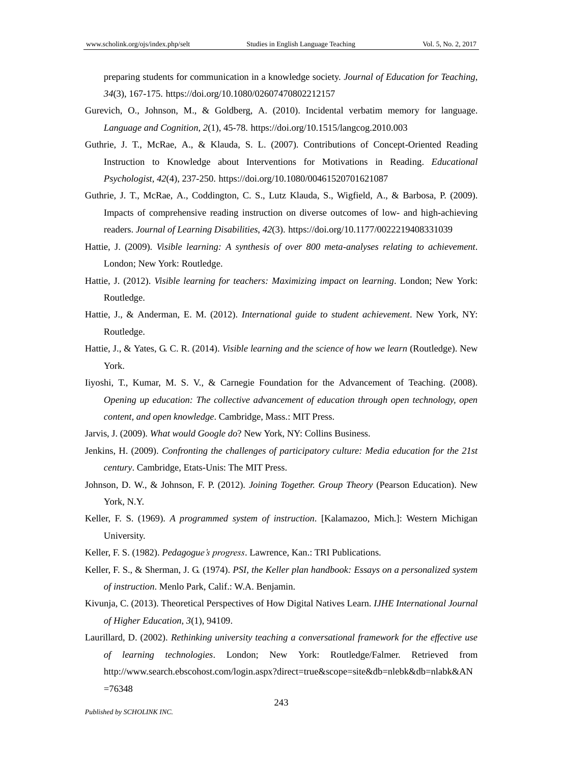preparing students for communication in a knowledge society. *Journal of Education for Teaching*, *34*(3), 167-175. https://doi.org/10.1080/02607470802212157

Gurevich, O., Johnson, M., & Goldberg, A. (2010). Incidental verbatim memory for language. *Language and Cognition*, *2*(1), 45-78. https://doi.org/10.1515/langcog.2010.003

Guthrie, J. T., McRae, A., & Klauda, S. L. (2007). Contributions of Concept-Oriented Reading Instruction to Knowledge about Interventions for Motivations in Reading. *Educational Psychologist*, *42*(4), 237-250. https://doi.org/10.1080/00461520701621087

Guthrie, J. T., McRae, A., Coddington, C. S., Lutz Klauda, S., Wigfield, A., & Barbosa, P. (2009). Impacts of comprehensive reading instruction on diverse outcomes of low- and high-achieving readers. *Journal of Learning Disabilities*, *42*(3). https://doi.org/10.1177/0022219408331039

Hattie, J. (2009). *Visible learning: A synthesis of over 800 meta-analyses relating to achievement*. London; New York: Routledge.

Hattie, J. (2012). *Visible learning for teachers: Maximizing impact on learning*. London; New York: Routledge.

Hattie, J., & Anderman, E. M. (2012). *International guide to student achievement*. New York, NY: Routledge.

Hattie, J., & Yates, G. C. R. (2014). *Visible learning and the science of how we learn* (Routledge). New York.

Iiyoshi, T., Kumar, M. S. V., & Carnegie Foundation for the Advancement of Teaching. (2008). *Opening up education: The collective advancement of education through open technology, open content, and open knowledge*. Cambridge, Mass.: MIT Press.

Jarvis, J. (2009). *What would Google do*? New York, NY: Collins Business.

Jenkins, H. (2009). *Confronting the challenges of participatory culture: Media education for the 21st century*. Cambridge, Etats-Unis: The MIT Press.

Johnson, D. W., & Johnson, F. P. (2012). *Joining Together. Group Theory* (Pearson Education). New York, N.Y.

Keller, F. S. (1969). *A programmed system of instruction*. [Kalamazoo, Mich.]: Western Michigan University.

Keller, F. S. (1982). *Pedagogue's progress*. Lawrence, Kan.: TRI Publications.

Keller, F. S., & Sherman, J. G. (1974). *PSI, the Keller plan handbook: Essays on a personalized system of instruction*. Menlo Park, Calif.: W.A. Benjamin.

Kivunja, C. (2013). Theoretical Perspectives of How Digital Natives Learn. *IJHE International Journal of Higher Education*, *3*(1), 94109.

Laurillard, D. (2002). *Rethinking university teaching a conversational framework for the effective use of learning technologies*. London; New York: Routledge/Falmer. Retrieved from http://www.search.ebscohost.com/login.aspx?direct=true&scope=site&db=nlebk&db=nlabk&AN=76348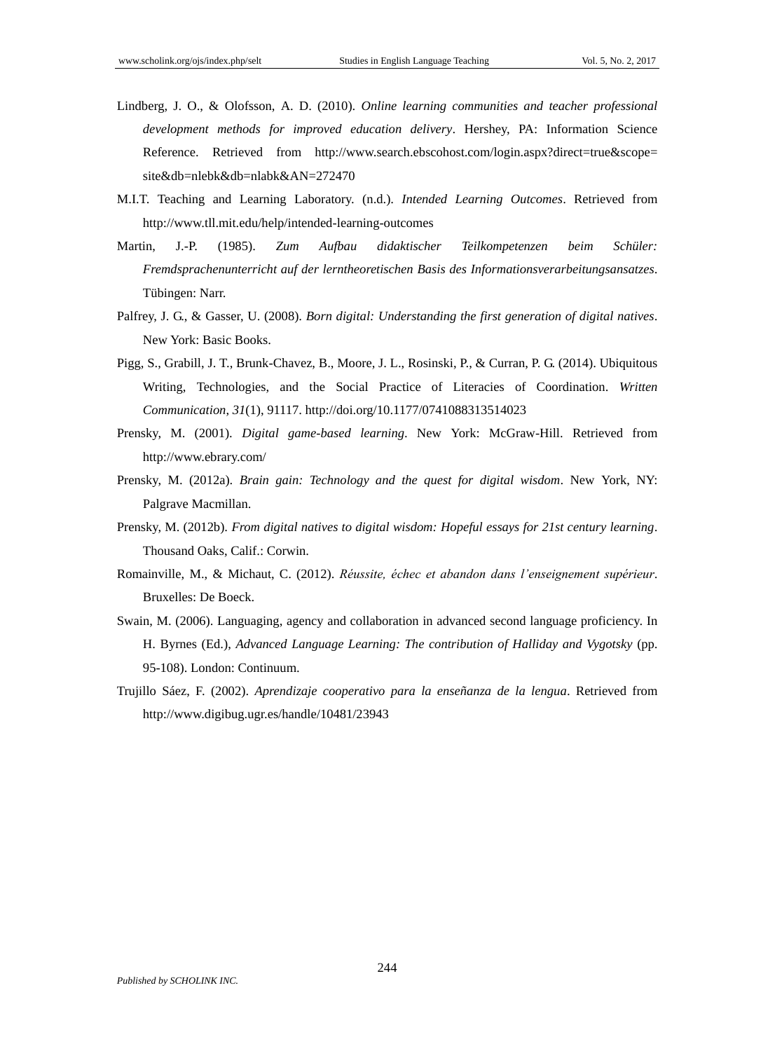Lindberg, J. O., & Olofsson, A. D. (2010). *Online learning communities and teacher professional development methods for improved education delivery*. Hershey, PA: Information Science Reference. Retrieved from http://www.search.ebscohost.com/login.aspx?direct=true&scope=site&db=nlebk&db=nlabk&AN=272470

M.I.T. Teaching and Learning Laboratory. (n.d.). *Intended Learning Outcomes*. Retrieved from http://www.tll.mit.edu/help/intended-learning-outcomes

Martin, J.-P. (1985). *Zum Aufbau didaktischer Teilkompetenzen beim Schüler: Fremdsprachenunterricht auf der lerntheoretischen Basis des Informationsverarbeitungsansatzes*. Tübingen: Narr.

Palfrey, J. G., & Gasser, U. (2008). *Born digital: Understanding the first generation of digital natives*. New York: Basic Books.

Pigg, S., Grabill, J. T., Brunk-Chavez, B., Moore, J. L., Rosinski, P., & Curran, P. G. (2014). Ubiquitous Writing, Technologies, and the Social Practice of Literacies of Coordination. *Written Communication*, *31*(1), 91117. http://doi.org/10.1177/0741088313514023

Prensky, M. (2001). *Digital game-based learning*. New York: McGraw-Hill. Retrieved from http://www.ebrary.com/

Prensky, M. (2012a). *Brain gain: Technology and the quest for digital wisdom*. New York, NY: Palgrave Macmillan.

Prensky, M. (2012b). *From digital natives to digital wisdom: Hopeful essays for 21st century learning*. Thousand Oaks, Calif.: Corwin.

Romainville, M., & Michaut, C. (2012). *Réussite, échec et abandon dans l'enseignement supérieur*. Bruxelles: De Boeck.

Swain, M. (2006). Languaging, agency and collaboration in advanced second language proficiency. In H. Byrnes (Ed.), *Advanced Language Learning: The contribution of Halliday and Vygotsky* (pp. 95-108). London: Continuum.

Trujillo Sáez, F. (2002). *Aprendizaje cooperativo para la enseñanza de la lengua*. Retrieved from http://www.digibug.ugr.es/handle/10481/23943